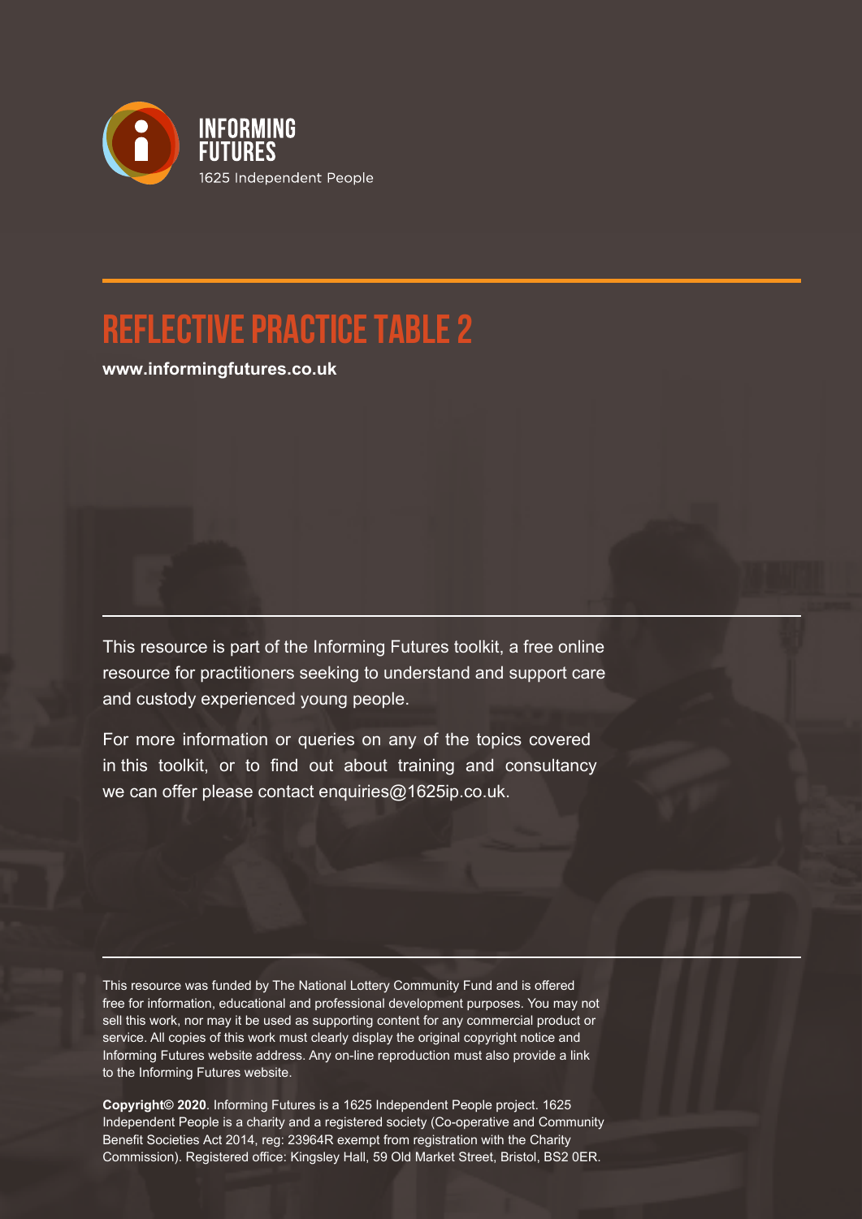INFORMING FUTURES
1625 Independent People

# REFLECTIVE PRACTICE TABLE 2

**www.informingfutures.co.uk**

This resource is part of the Informing Futures toolkit, a free online resource for practitioners seeking to understand and support care and custody experienced young people.

For more information or queries on any of the topics covered in this toolkit, or to find out about training and consultancy we can offer please contact enquiries@1625ip.co.uk.

This resource was funded by The National Lottery Community Fund and is offered free for information, educational and professional development purposes. You may not sell this work, nor may it be used as supporting content for any commercial product or service. All copies of this work must clearly display the original copyright notice and Informing Futures website address. Any on-line reproduction must also provide a link to the Informing Futures website.

**Copyright© 2020**. Informing Futures is a 1625 Independent People project. 1625 Independent People is a charity and a registered society (Co-operative and Community Benefit Societies Act 2014, reg: 23964R exempt from registration with the Charity Commission). Registered office: Kingsley Hall, 59 Old Market Street, Bristol, BS2 0ER.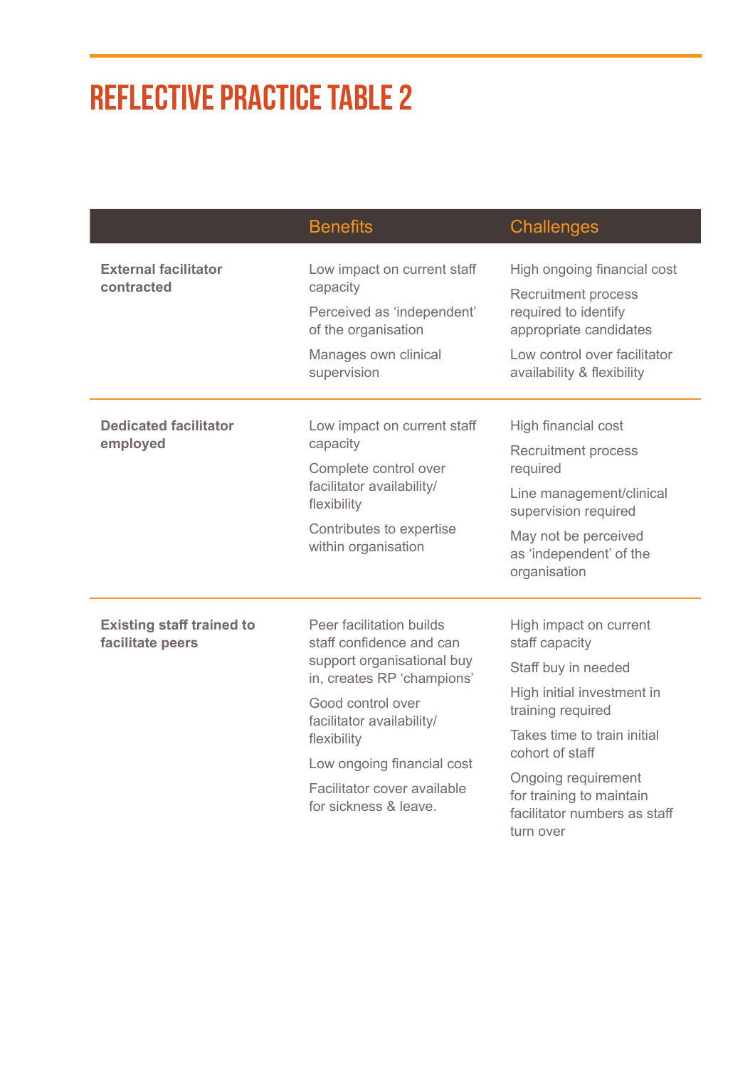# REFLECTIVE PRACTICE TABLE 2

| | Benefits | Challenges |
| --- | --- | --- |
| **External facilitator contracted** | Low impact on current staff capacity<br>Perceived as 'independent' of the organisation<br>Manages own clinical supervision | High ongoing financial cost<br>Recruitment process required to identify appropriate candidates<br>Low control over facilitator availability & flexibility |
| **Dedicated facilitator employed** | Low impact on current staff capacity<br>Complete control over facilitator availability/ flexibility<br>Contributes to expertise within organisation | High financial cost<br>Recruitment process required<br>Line management/clinical supervision required<br>May not be perceived as 'independent' of the organisation |
| **Existing staff trained to facilitate peers** | Peer facilitation builds staff confidence and can support organisational buy in, creates RP 'champions'<br>Good control over facilitator availability/ flexibility<br>Low ongoing financial cost<br>Facilitator cover available for sickness & leave. | High impact on current staff capacity<br>Staff buy in needed<br>High initial investment in training required<br>Takes time to train initial cohort of staff<br>Ongoing requirement for training to maintain facilitator numbers as staff turn over |